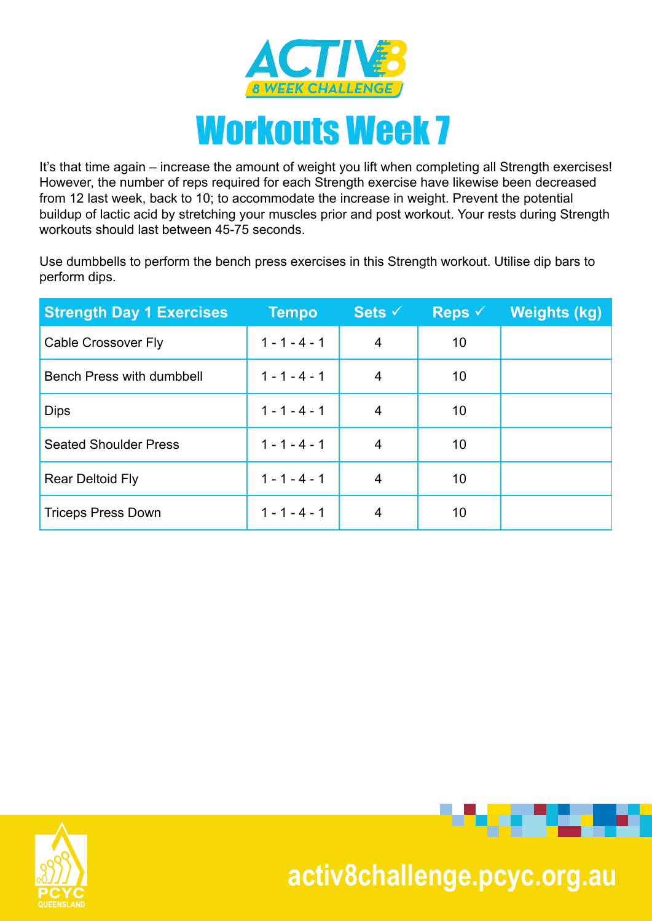# ACTIV8

## 8 WEEK CHALLENGE

# Workouts Week 7

It's that time again – increase the amount of weight you lift when completing all Strength exercises! However, the number of reps required for each Strength exercise have likewise been decreased from 12 last week, back to 10; to accommodate the increase in weight. Prevent the potential buildup of lactic acid by stretching your muscles prior and post workout. Your rests during Strength workouts should last between 45-75 seconds.

Use dumbbells to perform the bench press exercises in this Strength workout. Utilise dip bars to perform dips.

| Strength Day 1 Exercises | Tempo | Sets ✓ | Reps ✓ | Weights (kg) |
|---|---|---|---|---|
| Cable Crossover Fly | 1 - 1 - 4 - 1 | 4 | 10 | |
| Bench Press with dumbbell | 1 - 1 - 4 - 1 | 4 | 10 | |
| Dips | 1 - 1 - 4 - 1 | 4 | 10 | |
| Seated Shoulder Press | 1 - 1 - 4 - 1 | 4 | 10 | |
| Rear Deltoid Fly | 1 - 1 - 4 - 1 | 4 | 10 | |
| Triceps Press Down | 1 - 1 - 4 - 1 | 4 | 10 | |

PCYC QUEENSLAND

activ8challenge.pcyc.org.au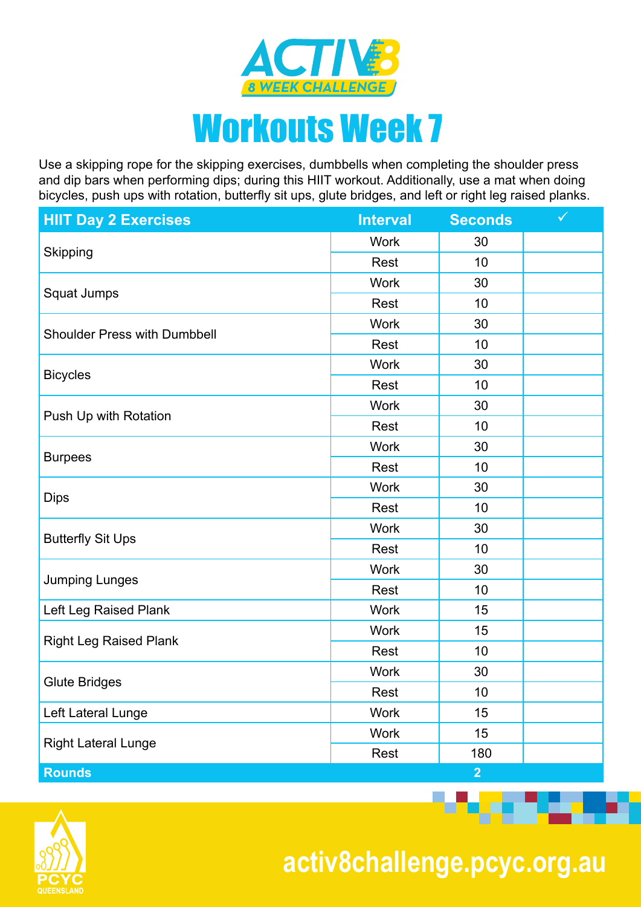# ACTIV8 8 WEEK CHALLENGE

# Workouts Week 7

Use a skipping rope for the skipping exercises, dumbbells when completing the shoulder press and dip bars when performing dips; during this HIIT workout. Additionally, use a mat when doing bicycles, push ups with rotation, butterfly sit ups, glute bridges, and left or right leg raised planks.

| HIIT Day 2 Exercises | Interval | Seconds | ✓ |
|---|---|---|---|
| Skipping | Work | 30 | |
| | Rest | 10 | |
| Squat Jumps | Work | 30 | |
| | Rest | 10 | |
| Shoulder Press with Dumbbell | Work | 30 | |
| | Rest | 10 | |
| Bicycles | Work | 30 | |
| | Rest | 10 | |
| Push Up with Rotation | Work | 30 | |
| | Rest | 10 | |
| Burpees | Work | 30 | |
| | Rest | 10 | |
| Dips | Work | 30 | |
| | Rest | 10 | |
| Butterfly Sit Ups | Work | 30 | |
| | Rest | 10 | |
| Jumping Lunges | Work | 30 | |
| | Rest | 10 | |
| Left Leg Raised Plank | Work | 15 | |
| Right Leg Raised Plank | Work | 15 | |
| | Rest | 10 | |
| Glute Bridges | Work | 30 | |
| | Rest | 10 | |
| Left Lateral Lunge | Work | 15 | |
| Right Lateral Lunge | Work | 15 | |
| | Rest | 180 | |
| **Rounds** | | **2** | |

PCYC QUEENSLAND

activ8challenge.pcyc.org.au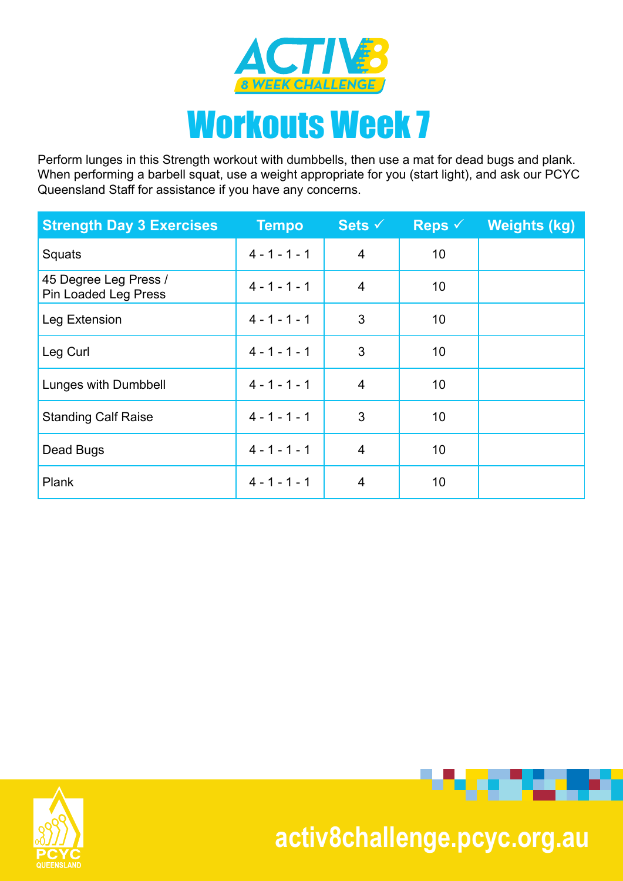# ACTIV8

## 8 WEEK CHALLENGE

# Workouts Week 7

Perform lunges in this Strength workout with dumbbells, then use a mat for dead bugs and plank. When performing a barbell squat, use a weight appropriate for you (start light), and ask our PCYC Queensland Staff for assistance if you have any concerns.

| Strength Day 3 Exercises | Tempo | Sets ✓ | Reps ✓ | Weights (kg) |
|---|---|---|---|---|
| Squats | 4 - 1 - 1 - 1 | 4 | 10 | |
| 45 Degree Leg Press / Pin Loaded Leg Press | 4 - 1 - 1 - 1 | 4 | 10 | |
| Leg Extension | 4 - 1 - 1 - 1 | 3 | 10 | |
| Leg Curl | 4 - 1 - 1 - 1 | 3 | 10 | |
| Lunges with Dumbbell | 4 - 1 - 1 - 1 | 4 | 10 | |
| Standing Calf Raise | 4 - 1 - 1 - 1 | 3 | 10 | |
| Dead Bugs | 4 - 1 - 1 - 1 | 4 | 10 | |
| Plank | 4 - 1 - 1 - 1 | 4 | 10 | |

PCYC QUEENSLAND

activ8challenge.pcyc.org.au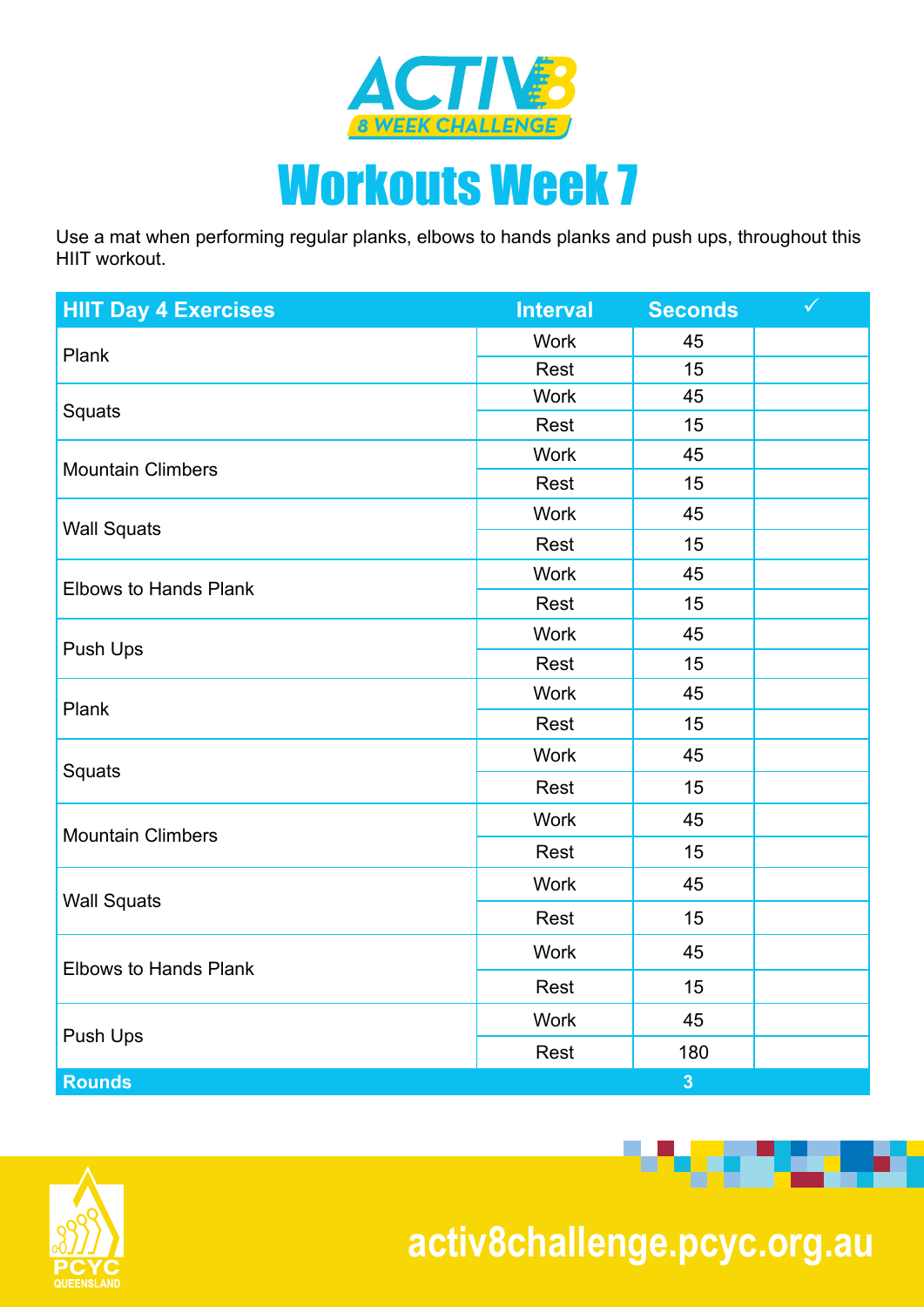# ACTIV8 8 WEEK CHALLENGE

# Workouts Week 7

Use a mat when performing regular planks, elbows to hands planks and push ups, throughout this HIIT workout.

| HIIT Day 4 Exercises | Interval | Seconds | ✓ |
|---|---|---|---|
| Plank | Work | 45 | |
| | Rest | 15 | |
| Squats | Work | 45 | |
| | Rest | 15 | |
| Mountain Climbers | Work | 45 | |
| | Rest | 15 | |
| Wall Squats | Work | 45 | |
| | Rest | 15 | |
| Elbows to Hands Plank | Work | 45 | |
| | Rest | 15 | |
| Push Ups | Work | 45 | |
| | Rest | 15 | |
| Plank | Work | 45 | |
| | Rest | 15 | |
| Squats | Work | 45 | |
| | Rest | 15 | |
| Mountain Climbers | Work | 45 | |
| | Rest | 15 | |
| Wall Squats | Work | 45 | |
| | Rest | 15 | |
| Elbows to Hands Plank | Work | 45 | |
| | Rest | 15 | |
| Push Ups | Work | 45 | |
| | Rest | 180 | |
| **Rounds** | | **3** | |

PCYC QUEENSLAND

activ8challenge.pcyc.org.au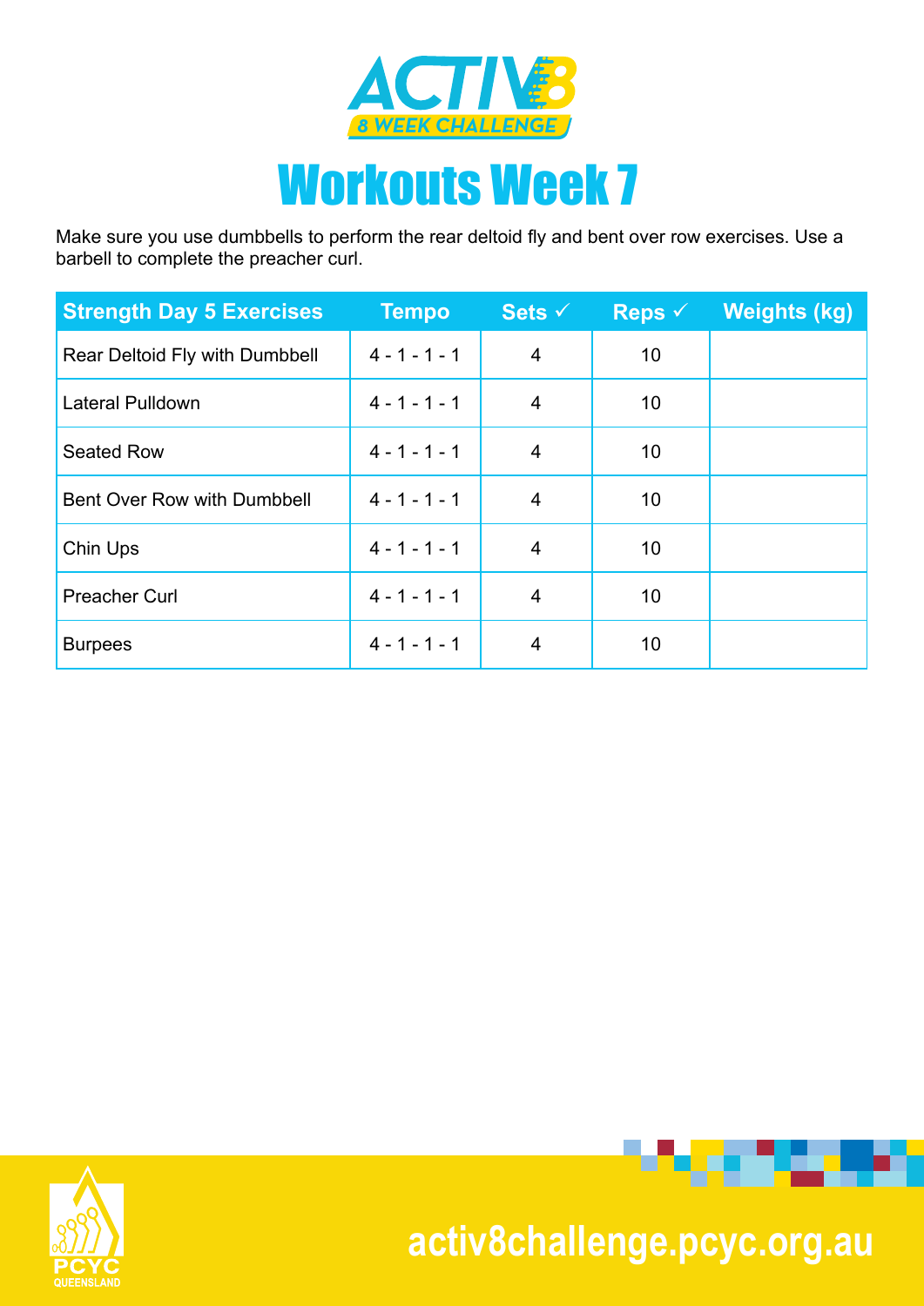ACTIV8
8 WEEK CHALLENGE

# Workouts Week 7

Make sure you use dumbbells to perform the rear deltoid fly and bent over row exercises. Use a barbell to complete the preacher curl.

| Strength Day 5 Exercises | Tempo | Sets ✓ | Reps ✓ | Weights (kg) |
|---|---|---|---|---|
| Rear Deltoid Fly with Dumbbell | 4 - 1 - 1 - 1 | 4 | 10 | |
| Lateral Pulldown | 4 - 1 - 1 - 1 | 4 | 10 | |
| Seated Row | 4 - 1 - 1 - 1 | 4 | 10 | |
| Bent Over Row with Dumbbell | 4 - 1 - 1 - 1 | 4 | 10 | |
| Chin Ups | 4 - 1 - 1 - 1 | 4 | 10 | |
| Preacher Curl | 4 - 1 - 1 - 1 | 4 | 10 | |
| Burpees | 4 - 1 - 1 - 1 | 4 | 10 | |

PCYC QUEENSLAND

activ8challenge.pcyc.org.au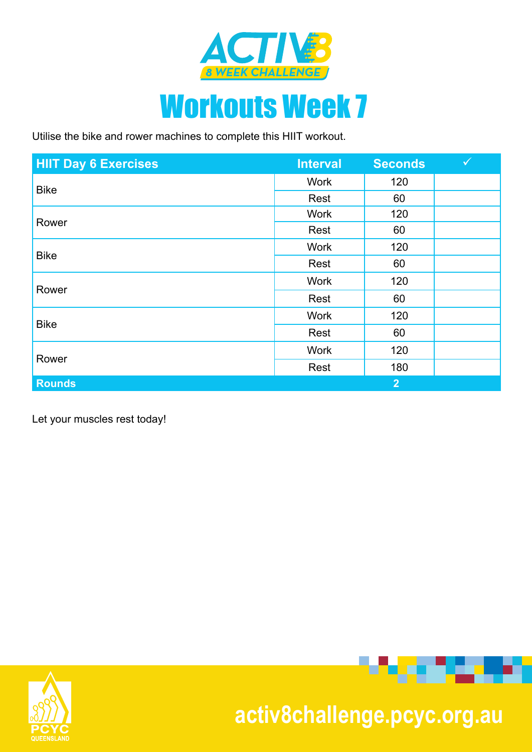# ACTIV8 8 WEEK CHALLENGE

# Workouts Week 7

Utilise the bike and rower machines to complete this HIIT workout.

| HIIT Day 6 Exercises | Interval | Seconds | ✓ |
|---|---|---|---|
| Bike | Work | 120 | |
| | Rest | 60 | |
| Rower | Work | 120 | |
| | Rest | 60 | |
| Bike | Work | 120 | |
| | Rest | 60 | |
| Rower | Work | 120 | |
| | Rest | 60 | |
| Bike | Work | 120 | |
| | Rest | 60 | |
| Rower | Work | 120 | |
| | Rest | 180 | |
| **Rounds** | | **2** | |

Let your muscles rest today!

PCYC QUEENSLAND

activ8challenge.pcyc.org.au